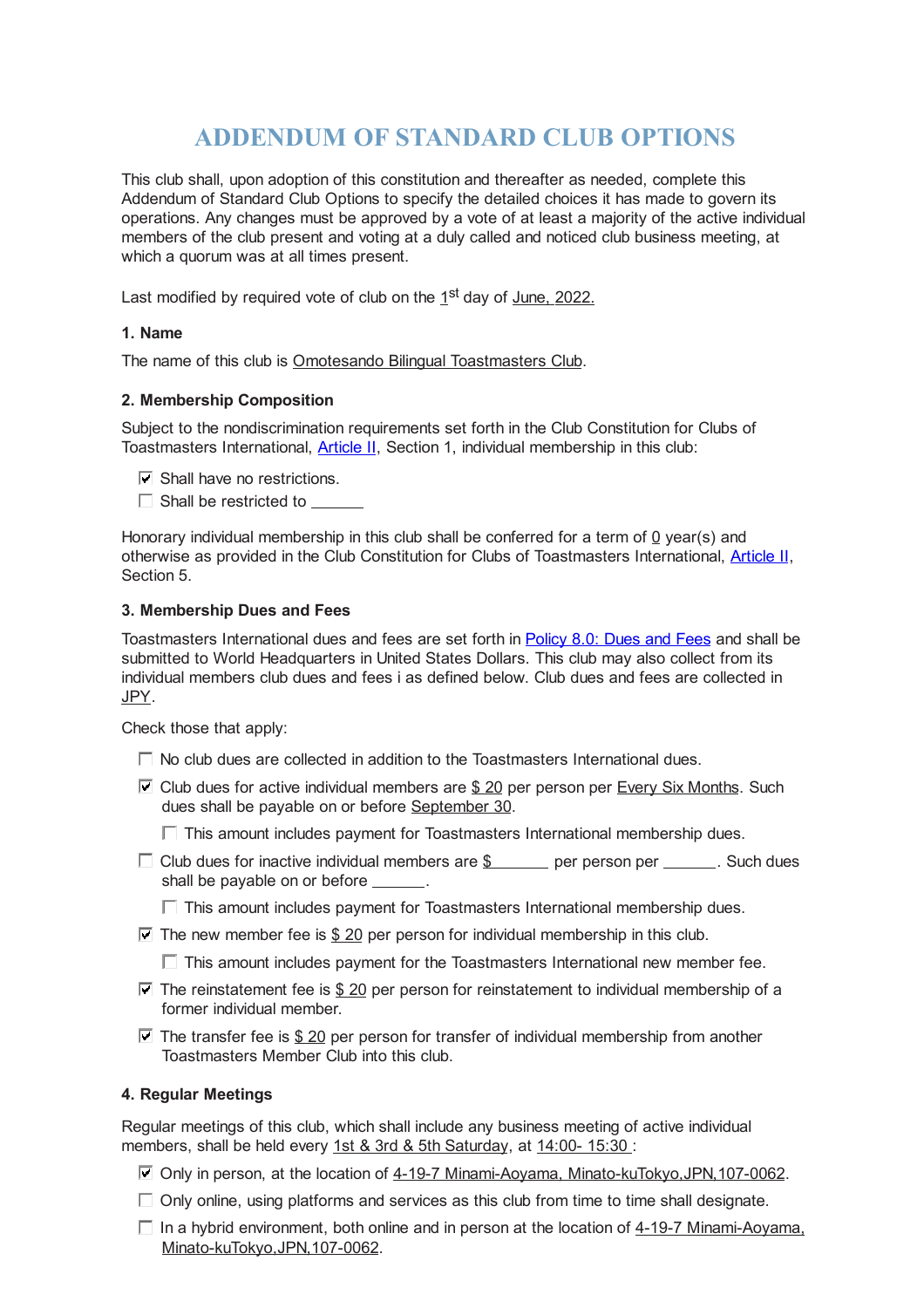# ADDENDUM OF STANDARD CLUB OPTIONS

This club shall, upon adoption of this constitution and thereafter as needed, complete this Addendum of Standard Club Options to specify the detailed choices it has made to govern its operations. Any changes must be approved by a vote of at least a majority of the active individual members of the club present and voting at a duly called and noticed club business meeting, at which a quorum was at all times present.

Last modified by required vote of club on the 1st day of June, 2022.

### 1. Name

The name of this club is Omotesando Bilingual Toastmasters Club.

### 2. Membership Composition

Subject to the nondiscrimination requirements set forth in the Club Constitution for Clubs of Toastmasters International, Article II, Section 1, individual membership in this club:

- ☑ Shall have no restrictions.
- ☐ Shall be restricted to ______

Honorary individual membership in this club shall be conferred for a term of 0 year(s) and otherwise as provided in the Club Constitution for Clubs of Toastmasters International, Article II, Section 5.

### 3. Membership Dues and Fees

Toastmasters International dues and fees are set forth in Policy 8.0: Dues and Fees and shall be submitted to World Headquarters in United States Dollars. This club may also collect from its individual members club dues and fees i as defined below. Club dues and fees are collected in JPY.

Check those that apply:

- ☐ No club dues are collected in addition to the Toastmasters International dues.
- ☑ Club dues for active individual members are $ 20 per person per Every Six Months. Such dues shall be payable on or before September 30.
  - ☐ This amount includes payment for Toastmasters International membership dues.
- ☐ Club dues for inactive individual members are $ ______ per person per ______. Such dues shall be payable on or before ______.
  - ☐ This amount includes payment for Toastmasters International membership dues.
- ☑ The new member fee is $ 20 per person for individual membership in this club.
  - ☐ This amount includes payment for the Toastmasters International new member fee.
- ☑ The reinstatement fee is $ 20 per person for reinstatement to individual membership of a former individual member.
- ☑ The transfer fee is $ 20 per person for transfer of individual membership from another Toastmasters Member Club into this club.

### 4. Regular Meetings

Regular meetings of this club, which shall include any business meeting of active individual members, shall be held every 1st & 3rd & 5th Saturday, at 14:00- 15:30 :

- ☑ Only in person, at the location of 4-19-7 Minami-Aoyama, Minato-kuTokyo,JPN,107-0062.
- ☐ Only online, using platforms and services as this club from time to time shall designate.
- ☐ In a hybrid environment, both online and in person at the location of 4-19-7 Minami-Aoyama, Minato-kuTokyo,JPN,107-0062.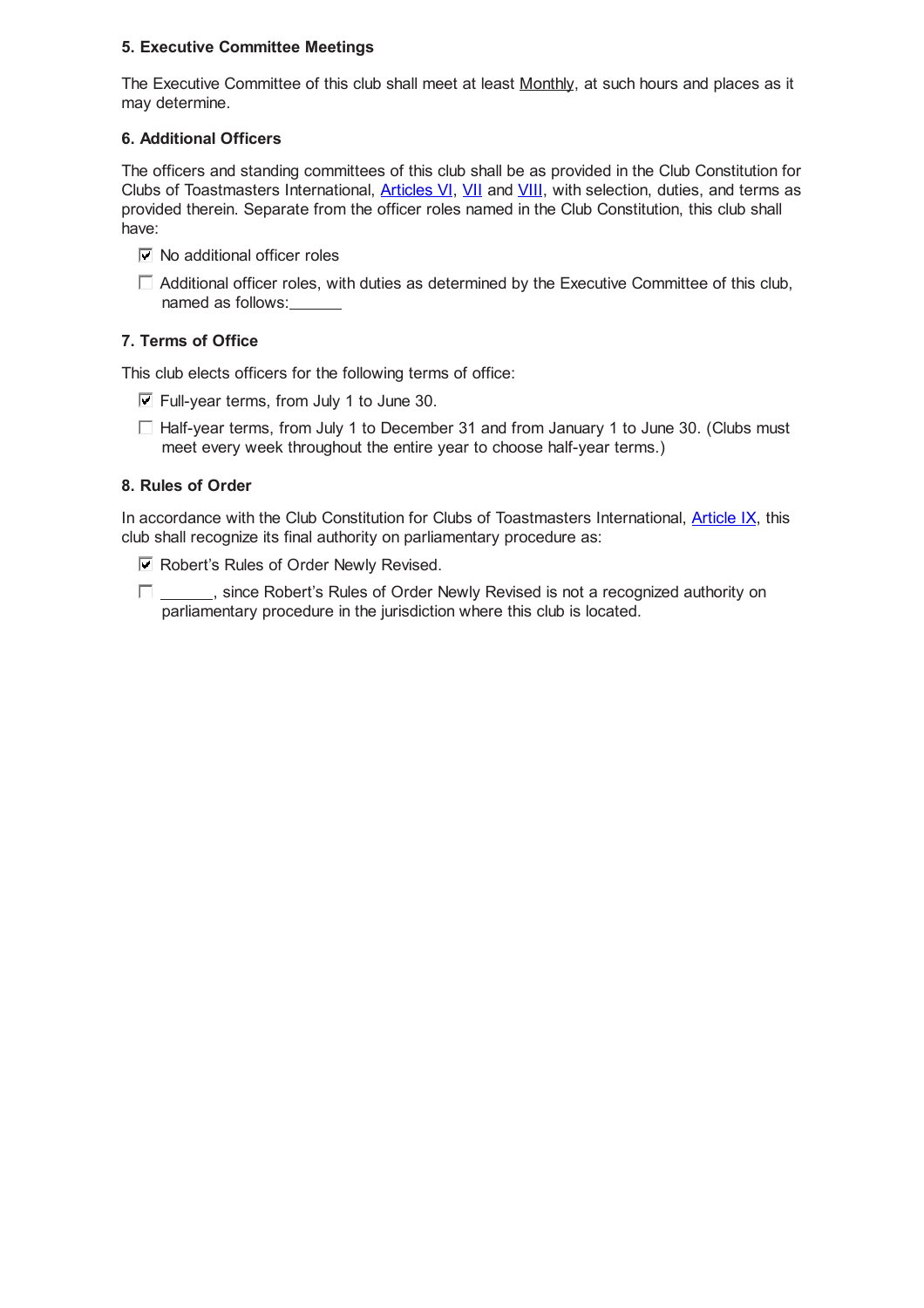**5. Executive Committee Meetings**

The Executive Committee of this club shall meet at least Monthly, at such hours and places as it may determine.

**6. Additional Officers**

The officers and standing committees of this club shall be as provided in the Club Constitution for Clubs of Toastmasters International, Articles VI, VII and VIII, with selection, duties, and terms as provided therein. Separate from the officer roles named in the Club Constitution, this club shall have:

- [x] No additional officer roles
- [ ] Additional officer roles, with duties as determined by the Executive Committee of this club, named as follows:______

**7. Terms of Office**

This club elects officers for the following terms of office:

- [x] Full-year terms, from July 1 to June 30.
- [ ] Half-year terms, from July 1 to December 31 and from January 1 to June 30. (Clubs must meet every week throughout the entire year to choose half-year terms.)

**8. Rules of Order**

In accordance with the Club Constitution for Clubs of Toastmasters International, Article IX, this club shall recognize its final authority on parliamentary procedure as:

- [x] Robert's Rules of Order Newly Revised.
- [ ] ______, since Robert's Rules of Order Newly Revised is not a recognized authority on parliamentary procedure in the jurisdiction where this club is located.